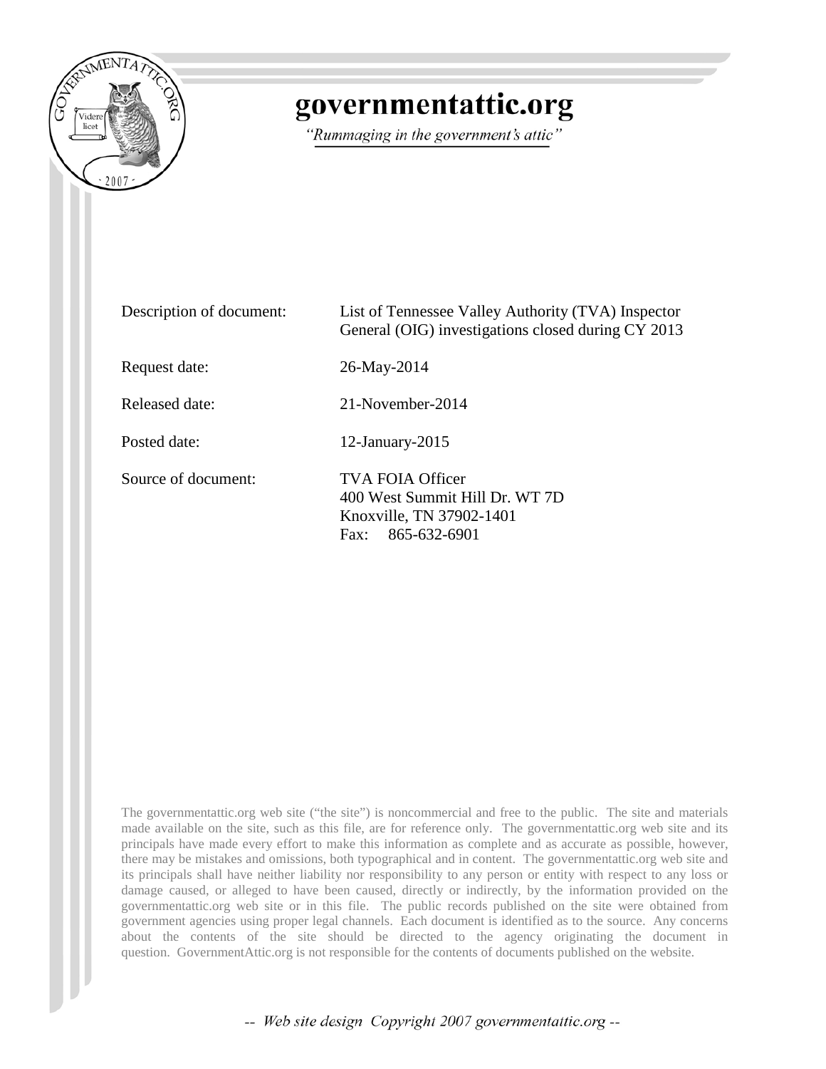# governmentattic.org

*"Rummaging in the government's attic"*

Description of document: List of Tennessee Valley Authority (TVA) Inspector General (OIG) investigations closed during CY 2013

Request date: 26-May-2014

Released date: 21-November-2014

Posted date: 12-January-2015

Source of document: TVA FOIA Officer
400 West Summit Hill Dr. WT 7D
Knoxville, TN 37902-1401
Fax: 865-632-6901

The governmentattic.org web site ("the site") is noncommercial and free to the public. The site and materials made available on the site, such as this file, are for reference only. The governmentattic.org web site and its principals have made every effort to make this information as complete and as accurate as possible, however, there may be mistakes and omissions, both typographical and in content. The governmentattic.org web site and its principals shall have neither liability nor responsibility to any person or entity with respect to any loss or damage caused, or alleged to have been caused, directly or indirectly, by the information provided on the governmentattic.org web site or in this file. The public records published on the site were obtained from government agencies using proper legal channels. Each document is identified as to the source. Any concerns about the contents of the site should be directed to the agency originating the document in question. GovernmentAttic.org is not responsible for the contents of documents published on the website.

*-- Web site design Copyright 2007 governmentattic.org --*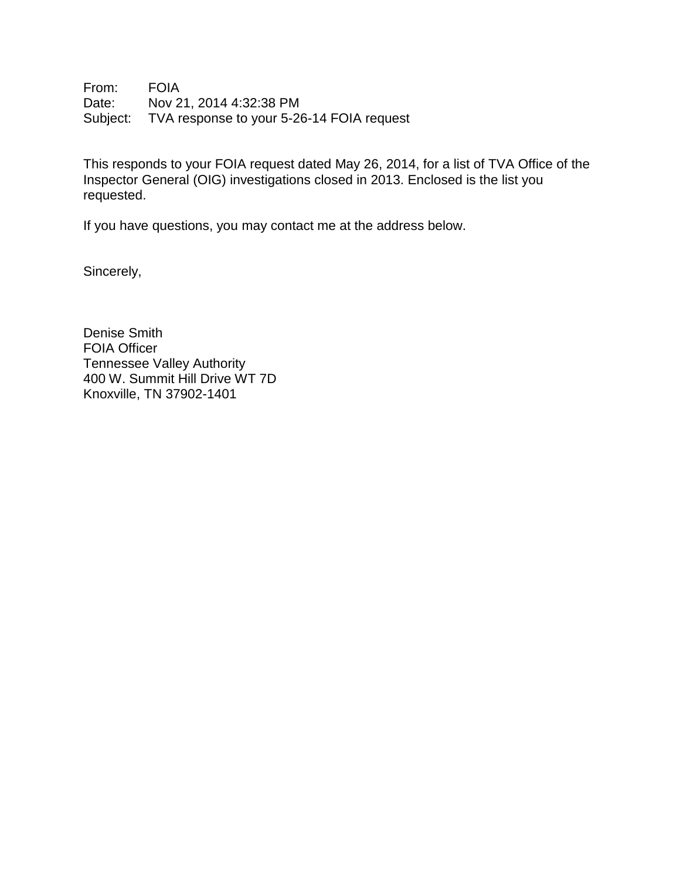From: FOIA
Date: Nov 21, 2014 4:32:38 PM
Subject: TVA response to your 5-26-14 FOIA request

This responds to your FOIA request dated May 26, 2014, for a list of TVA Office of the Inspector General (OIG) investigations closed in 2013. Enclosed is the list you requested.

If you have questions, you may contact me at the address below.

Sincerely,

Denise Smith
FOIA Officer
Tennessee Valley Authority
400 W. Summit Hill Drive WT 7D
Knoxville, TN 37902-1401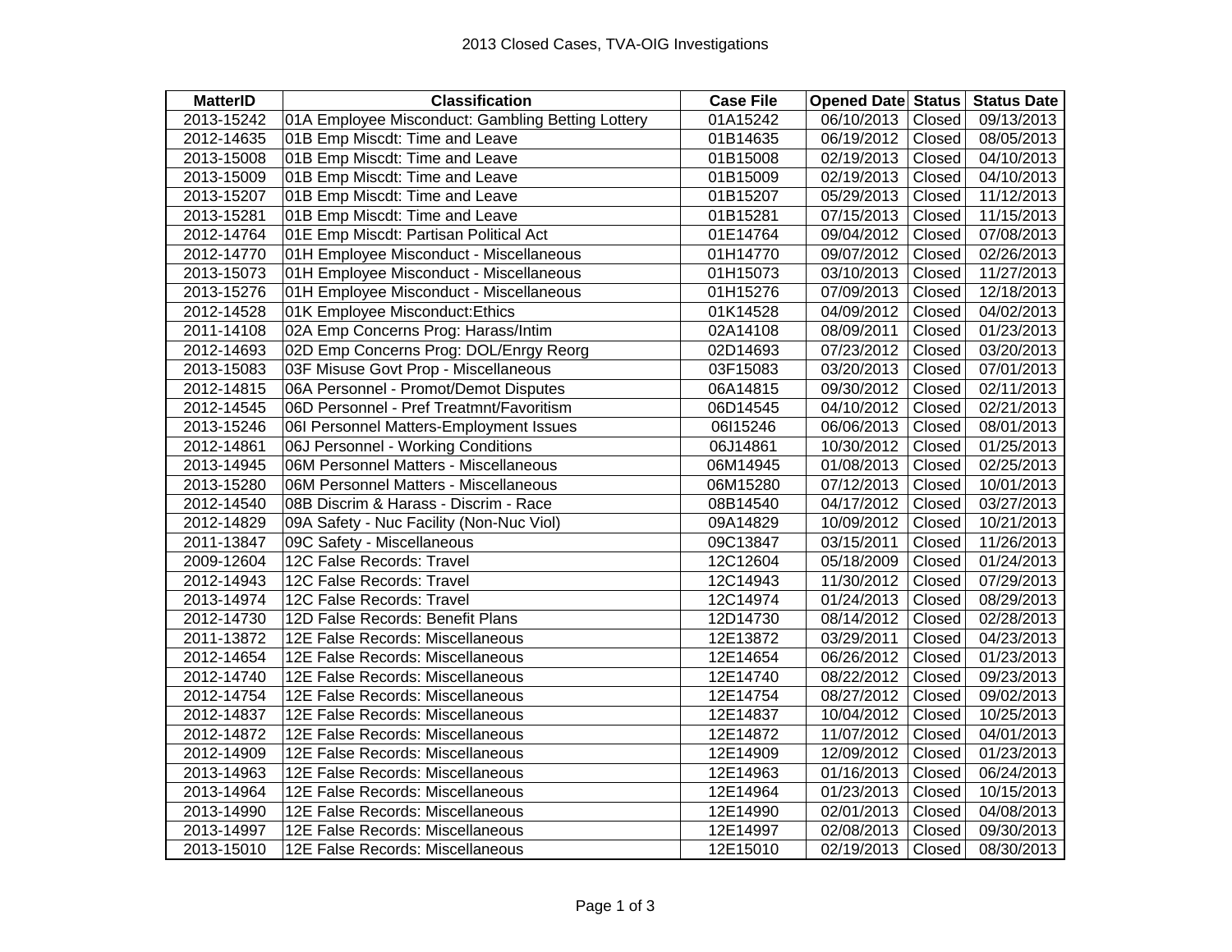# 2013 Closed Cases, TVA-OIG Investigations

| MatterID | Classification | Case File | Opened Date | Status | Status Date |
|---|---|---|---|---|---|
| 2013-15242 | 01A Employee Misconduct: Gambling Betting Lottery | 01A15242 | 06/10/2013 | Closed | 09/13/2013 |
| 2012-14635 | 01B Emp Miscdt: Time and Leave | 01B14635 | 06/19/2012 | Closed | 08/05/2013 |
| 2013-15008 | 01B Emp Miscdt: Time and Leave | 01B15008 | 02/19/2013 | Closed | 04/10/2013 |
| 2013-15009 | 01B Emp Miscdt: Time and Leave | 01B15009 | 02/19/2013 | Closed | 04/10/2013 |
| 2013-15207 | 01B Emp Miscdt: Time and Leave | 01B15207 | 05/29/2013 | Closed | 11/12/2013 |
| 2013-15281 | 01B Emp Miscdt: Time and Leave | 01B15281 | 07/15/2013 | Closed | 11/15/2013 |
| 2012-14764 | 01E Emp Miscdt: Partisan Political Act | 01E14764 | 09/04/2012 | Closed | 07/08/2013 |
| 2012-14770 | 01H Employee Misconduct - Miscellaneous | 01H14770 | 09/07/2012 | Closed | 02/26/2013 |
| 2013-15073 | 01H Employee Misconduct - Miscellaneous | 01H15073 | 03/10/2013 | Closed | 11/27/2013 |
| 2013-15276 | 01H Employee Misconduct - Miscellaneous | 01H15276 | 07/09/2013 | Closed | 12/18/2013 |
| 2012-14528 | 01K Employee Misconduct:Ethics | 01K14528 | 04/09/2012 | Closed | 04/02/2013 |
| 2011-14108 | 02A Emp Concerns Prog: Harass/Intim | 02A14108 | 08/09/2011 | Closed | 01/23/2013 |
| 2012-14693 | 02D Emp Concerns Prog: DOL/Enrgy Reorg | 02D14693 | 07/23/2012 | Closed | 03/20/2013 |
| 2013-15083 | 03F Misuse Govt Prop - Miscellaneous | 03F15083 | 03/20/2013 | Closed | 07/01/2013 |
| 2012-14815 | 06A Personnel - Promot/Demot Disputes | 06A14815 | 09/30/2012 | Closed | 02/11/2013 |
| 2012-14545 | 06D Personnel - Pref Treatmnt/Favoritism | 06D14545 | 04/10/2012 | Closed | 02/21/2013 |
| 2013-15246 | 06I Personnel Matters-Employment Issues | 06I15246 | 06/06/2013 | Closed | 08/01/2013 |
| 2012-14861 | 06J Personnel - Working Conditions | 06J14861 | 10/30/2012 | Closed | 01/25/2013 |
| 2013-14945 | 06M Personnel Matters - Miscellaneous | 06M14945 | 01/08/2013 | Closed | 02/25/2013 |
| 2013-15280 | 06M Personnel Matters - Miscellaneous | 06M15280 | 07/12/2013 | Closed | 10/01/2013 |
| 2012-14540 | 08B Discrim & Harass - Discrim - Race | 08B14540 | 04/17/2012 | Closed | 03/27/2013 |
| 2012-14829 | 09A Safety - Nuc Facility (Non-Nuc Viol) | 09A14829 | 10/09/2012 | Closed | 10/21/2013 |
| 2011-13847 | 09C Safety - Miscellaneous | 09C13847 | 03/15/2011 | Closed | 11/26/2013 |
| 2009-12604 | 12C False Records: Travel | 12C12604 | 05/18/2009 | Closed | 01/24/2013 |
| 2012-14943 | 12C False Records: Travel | 12C14943 | 11/30/2012 | Closed | 07/29/2013 |
| 2013-14974 | 12C False Records: Travel | 12C14974 | 01/24/2013 | Closed | 08/29/2013 |
| 2012-14730 | 12D False Records: Benefit Plans | 12D14730 | 08/14/2012 | Closed | 02/28/2013 |
| 2011-13872 | 12E False Records: Miscellaneous | 12E13872 | 03/29/2011 | Closed | 04/23/2013 |
| 2012-14654 | 12E False Records: Miscellaneous | 12E14654 | 06/26/2012 | Closed | 01/23/2013 |
| 2012-14740 | 12E False Records: Miscellaneous | 12E14740 | 08/22/2012 | Closed | 09/23/2013 |
| 2012-14754 | 12E False Records: Miscellaneous | 12E14754 | 08/27/2012 | Closed | 09/02/2013 |
| 2012-14837 | 12E False Records: Miscellaneous | 12E14837 | 10/04/2012 | Closed | 10/25/2013 |
| 2012-14872 | 12E False Records: Miscellaneous | 12E14872 | 11/07/2012 | Closed | 04/01/2013 |
| 2012-14909 | 12E False Records: Miscellaneous | 12E14909 | 12/09/2012 | Closed | 01/23/2013 |
| 2013-14963 | 12E False Records: Miscellaneous | 12E14963 | 01/16/2013 | Closed | 06/24/2013 |
| 2013-14964 | 12E False Records: Miscellaneous | 12E14964 | 01/23/2013 | Closed | 10/15/2013 |
| 2013-14990 | 12E False Records: Miscellaneous | 12E14990 | 02/01/2013 | Closed | 04/08/2013 |
| 2013-14997 | 12E False Records: Miscellaneous | 12E14997 | 02/08/2013 | Closed | 09/30/2013 |
| 2013-15010 | 12E False Records: Miscellaneous | 12E15010 | 02/19/2013 | Closed | 08/30/2013 |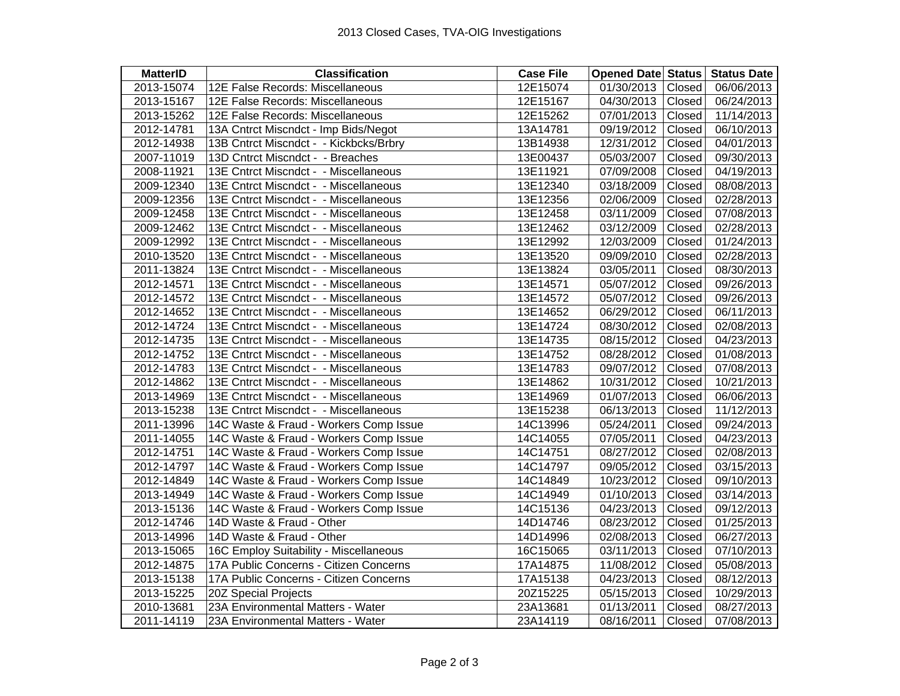# 2013 Closed Cases, TVA-OIG Investigations

| MatterID | Classification | Case File | Opened Date | Status | Status Date |
|---|---|---|---|---|---|
| 2013-15074 | 12E False Records: Miscellaneous | 12E15074 | 01/30/2013 | Closed | 06/06/2013 |
| 2013-15167 | 12E False Records: Miscellaneous | 12E15167 | 04/30/2013 | Closed | 06/24/2013 |
| 2013-15262 | 12E False Records: Miscellaneous | 12E15262 | 07/01/2013 | Closed | 11/14/2013 |
| 2012-14781 | 13A Cntrct Miscndct - Imp Bids/Negot | 13A14781 | 09/19/2012 | Closed | 06/10/2013 |
| 2012-14938 | 13B Cntrct Miscndct - - Kickbcks/Brbry | 13B14938 | 12/31/2012 | Closed | 04/01/2013 |
| 2007-11019 | 13D Cntrct Miscndct - - Breaches | 13E00437 | 05/03/2007 | Closed | 09/30/2013 |
| 2008-11921 | 13E Cntrct Miscndct - - Miscellaneous | 13E11921 | 07/09/2008 | Closed | 04/19/2013 |
| 2009-12340 | 13E Cntrct Miscndct - - Miscellaneous | 13E12340 | 03/18/2009 | Closed | 08/08/2013 |
| 2009-12356 | 13E Cntrct Miscndct - - Miscellaneous | 13E12356 | 02/06/2009 | Closed | 02/28/2013 |
| 2009-12458 | 13E Cntrct Miscndct - - Miscellaneous | 13E12458 | 03/11/2009 | Closed | 07/08/2013 |
| 2009-12462 | 13E Cntrct Miscndct - - Miscellaneous | 13E12462 | 03/12/2009 | Closed | 02/28/2013 |
| 2009-12992 | 13E Cntrct Miscndct - - Miscellaneous | 13E12992 | 12/03/2009 | Closed | 01/24/2013 |
| 2010-13520 | 13E Cntrct Miscndct - - Miscellaneous | 13E13520 | 09/09/2010 | Closed | 02/28/2013 |
| 2011-13824 | 13E Cntrct Miscndct - - Miscellaneous | 13E13824 | 03/05/2011 | Closed | 08/30/2013 |
| 2012-14571 | 13E Cntrct Miscndct - - Miscellaneous | 13E14571 | 05/07/2012 | Closed | 09/26/2013 |
| 2012-14572 | 13E Cntrct Miscndct - - Miscellaneous | 13E14572 | 05/07/2012 | Closed | 09/26/2013 |
| 2012-14652 | 13E Cntrct Miscndct - - Miscellaneous | 13E14652 | 06/29/2012 | Closed | 06/11/2013 |
| 2012-14724 | 13E Cntrct Miscndct - - Miscellaneous | 13E14724 | 08/30/2012 | Closed | 02/08/2013 |
| 2012-14735 | 13E Cntrct Miscndct - - Miscellaneous | 13E14735 | 08/15/2012 | Closed | 04/23/2013 |
| 2012-14752 | 13E Cntrct Miscndct - - Miscellaneous | 13E14752 | 08/28/2012 | Closed | 01/08/2013 |
| 2012-14783 | 13E Cntrct Miscndct - - Miscellaneous | 13E14783 | 09/07/2012 | Closed | 07/08/2013 |
| 2012-14862 | 13E Cntrct Miscndct - - Miscellaneous | 13E14862 | 10/31/2012 | Closed | 10/21/2013 |
| 2013-14969 | 13E Cntrct Miscndct - - Miscellaneous | 13E14969 | 01/07/2013 | Closed | 06/06/2013 |
| 2013-15238 | 13E Cntrct Miscndct - - Miscellaneous | 13E15238 | 06/13/2013 | Closed | 11/12/2013 |
| 2011-13996 | 14C Waste & Fraud - Workers Comp Issue | 14C13996 | 05/24/2011 | Closed | 09/24/2013 |
| 2011-14055 | 14C Waste & Fraud - Workers Comp Issue | 14C14055 | 07/05/2011 | Closed | 04/23/2013 |
| 2012-14751 | 14C Waste & Fraud - Workers Comp Issue | 14C14751 | 08/27/2012 | Closed | 02/08/2013 |
| 2012-14797 | 14C Waste & Fraud - Workers Comp Issue | 14C14797 | 09/05/2012 | Closed | 03/15/2013 |
| 2012-14849 | 14C Waste & Fraud - Workers Comp Issue | 14C14849 | 10/23/2012 | Closed | 09/10/2013 |
| 2013-14949 | 14C Waste & Fraud - Workers Comp Issue | 14C14949 | 01/10/2013 | Closed | 03/14/2013 |
| 2013-15136 | 14C Waste & Fraud - Workers Comp Issue | 14C15136 | 04/23/2013 | Closed | 09/12/2013 |
| 2012-14746 | 14D Waste & Fraud - Other | 14D14746 | 08/23/2012 | Closed | 01/25/2013 |
| 2013-14996 | 14D Waste & Fraud - Other | 14D14996 | 02/08/2013 | Closed | 06/27/2013 |
| 2013-15065 | 16C Employ Suitability - Miscellaneous | 16C15065 | 03/11/2013 | Closed | 07/10/2013 |
| 2012-14875 | 17A Public Concerns - Citizen Concerns | 17A14875 | 11/08/2012 | Closed | 05/08/2013 |
| 2013-15138 | 17A Public Concerns - Citizen Concerns | 17A15138 | 04/23/2013 | Closed | 08/12/2013 |
| 2013-15225 | 20Z Special Projects | 20Z15225 | 05/15/2013 | Closed | 10/29/2013 |
| 2010-13681 | 23A Environmental Matters - Water | 23A13681 | 01/13/2011 | Closed | 08/27/2013 |
| 2011-14119 | 23A Environmental Matters - Water | 23A14119 | 08/16/2011 | Closed | 07/08/2013 |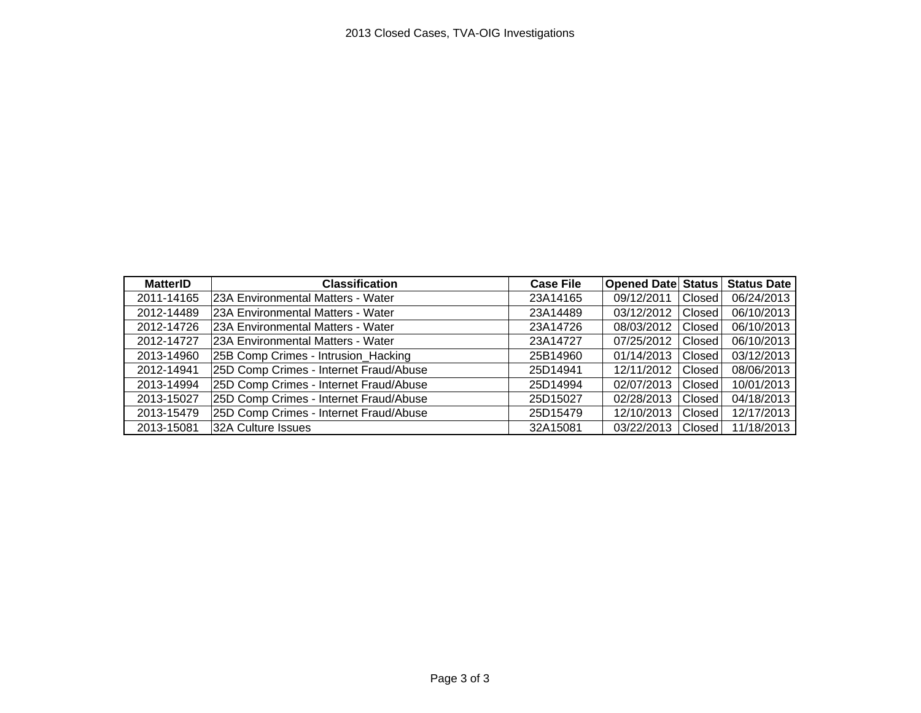| MatterID | Classification | Case File | Opened Date | Status | Status Date |
| --- | --- | --- | --- | --- | --- |
| 2011-14165 | 23A Environmental Matters - Water | 23A14165 | 09/12/2011 | Closed | 06/24/2013 |
| 2012-14489 | 23A Environmental Matters - Water | 23A14489 | 03/12/2012 | Closed | 06/10/2013 |
| 2012-14726 | 23A Environmental Matters - Water | 23A14726 | 08/03/2012 | Closed | 06/10/2013 |
| 2012-14727 | 23A Environmental Matters - Water | 23A14727 | 07/25/2012 | Closed | 06/10/2013 |
| 2013-14960 | 25B Comp Crimes - Intrusion_Hacking | 25B14960 | 01/14/2013 | Closed | 03/12/2013 |
| 2012-14941 | 25D Comp Crimes - Internet Fraud/Abuse | 25D14941 | 12/11/2012 | Closed | 08/06/2013 |
| 2013-14994 | 25D Comp Crimes - Internet Fraud/Abuse | 25D14994 | 02/07/2013 | Closed | 10/01/2013 |
| 2013-15027 | 25D Comp Crimes - Internet Fraud/Abuse | 25D15027 | 02/28/2013 | Closed | 04/18/2013 |
| 2013-15479 | 25D Comp Crimes - Internet Fraud/Abuse | 25D15479 | 12/10/2013 | Closed | 12/17/2013 |
| 2013-15081 | 32A Culture Issues | 32A15081 | 03/22/2013 | Closed | 11/18/2013 |